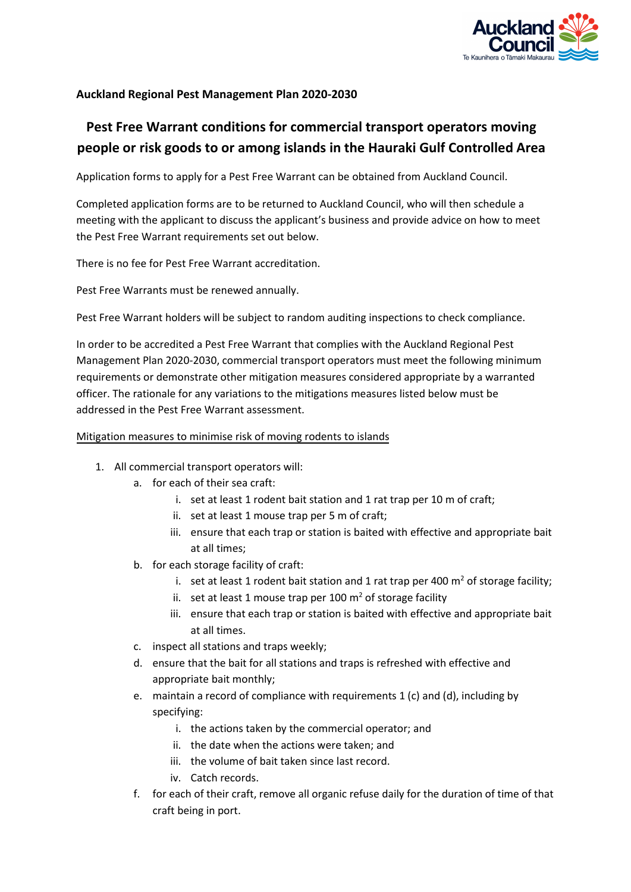**Auckland Regional Pest Management Plan 2020-2030**

## Pest Free Warrant conditions for commercial transport operators moving people or risk goods to or among islands in the Hauraki Gulf Controlled Area

Application forms to apply for a Pest Free Warrant can be obtained from Auckland Council.

Completed application forms are to be returned to Auckland Council, who will then schedule a meeting with the applicant to discuss the applicant's business and provide advice on how to meet the Pest Free Warrant requirements set out below.

There is no fee for Pest Free Warrant accreditation.

Pest Free Warrants must be renewed annually.

Pest Free Warrant holders will be subject to random auditing inspections to check compliance.

In order to be accredited a Pest Free Warrant that complies with the Auckland Regional Pest Management Plan 2020-2030, commercial transport operators must meet the following minimum requirements or demonstrate other mitigation measures considered appropriate by a warranted officer. The rationale for any variations to the mitigations measures listed below must be addressed in the Pest Free Warrant assessment.

<u>Mitigation measures to minimise risk of moving rodents to islands</u>

1. All commercial transport operators will:
   a. for each of their sea craft:
      i. set at least 1 rodent bait station and 1 rat trap per 10 m of craft;
      ii. set at least 1 mouse trap per 5 m of craft;
      iii. ensure that each trap or station is baited with effective and appropriate bait at all times;
   b. for each storage facility of craft:
      i. set at least 1 rodent bait station and 1 rat trap per 400 $m^2$ of storage facility;
      ii. set at least 1 mouse trap per 100 $m^2$ of storage facility
      iii. ensure that each trap or station is baited with effective and appropriate bait at all times.
   c. inspect all stations and traps weekly;
   d. ensure that the bait for all stations and traps is refreshed with effective and appropriate bait monthly;
   e. maintain a record of compliance with requirements 1 (c) and (d), including by specifying:
      i. the actions taken by the commercial operator; and
      ii. the date when the actions were taken; and
      iii. the volume of bait taken since last record.
      iv. Catch records.
   f. for each of their craft, remove all organic refuse daily for the duration of time of that craft being in port.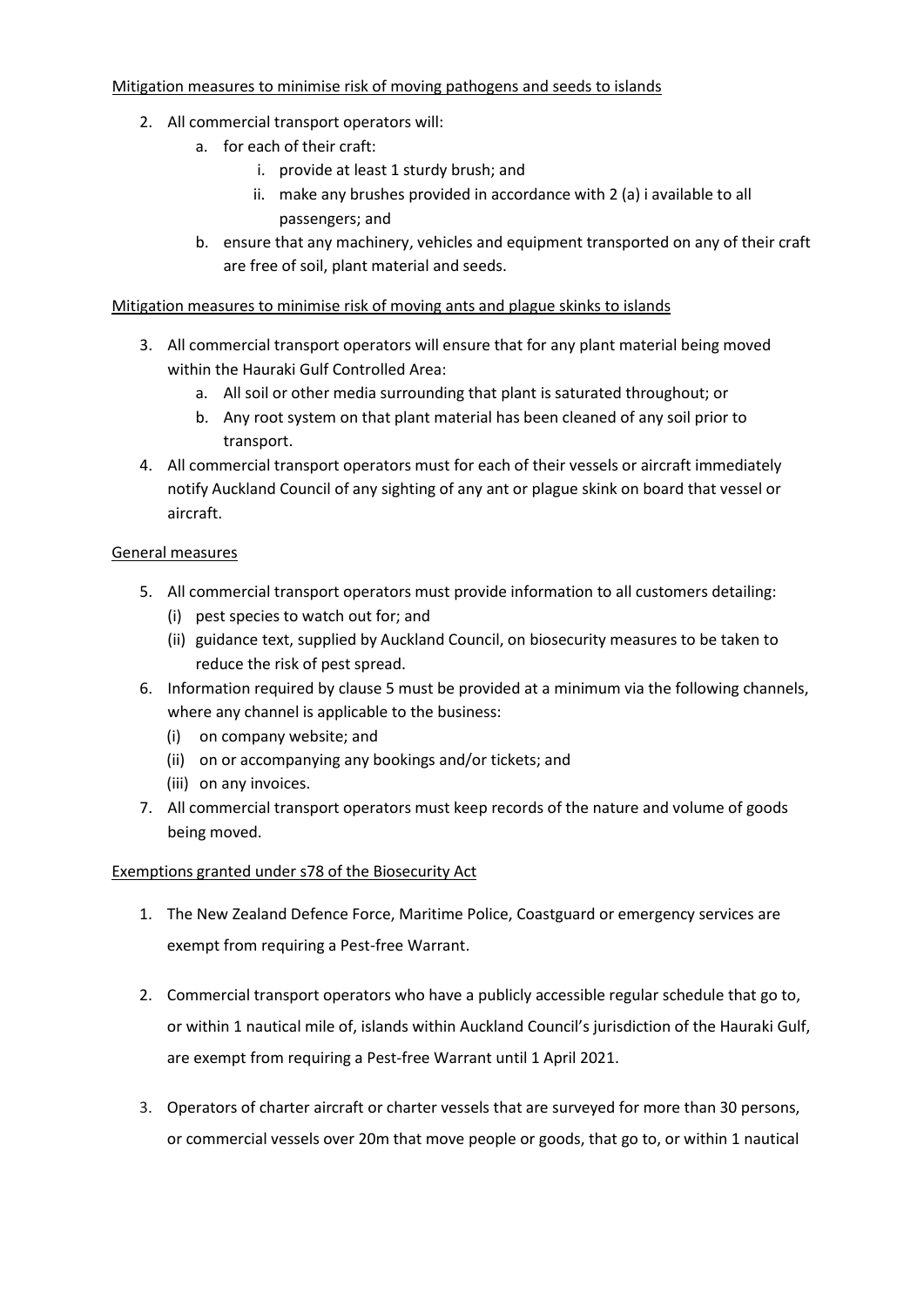Mitigation measures to minimise risk of moving pathogens and seeds to islands

2. All commercial transport operators will:
   a. for each of their craft:
      i. provide at least 1 sturdy brush; and
      ii. make any brushes provided in accordance with 2 (a) i available to all passengers; and
   b. ensure that any machinery, vehicles and equipment transported on any of their craft are free of soil, plant material and seeds.

Mitigation measures to minimise risk of moving ants and plague skinks to islands

3. All commercial transport operators will ensure that for any plant material being moved within the Hauraki Gulf Controlled Area:
   a. All soil or other media surrounding that plant is saturated throughout; or
   b. Any root system on that plant material has been cleaned of any soil prior to transport.
4. All commercial transport operators must for each of their vessels or aircraft immediately notify Auckland Council of any sighting of any ant or plague skink on board that vessel or aircraft.

General measures

5. All commercial transport operators must provide information to all customers detailing:
   (i) pest species to watch out for; and
   (ii) guidance text, supplied by Auckland Council, on biosecurity measures to be taken to reduce the risk of pest spread.
6. Information required by clause 5 must be provided at a minimum via the following channels, where any channel is applicable to the business:
   (i) on company website; and
   (ii) on or accompanying any bookings and/or tickets; and
   (iii) on any invoices.
7. All commercial transport operators must keep records of the nature and volume of goods being moved.

Exemptions granted under s78 of the Biosecurity Act

1. The New Zealand Defence Force, Maritime Police, Coastguard or emergency services are exempt from requiring a Pest-free Warrant.

2. Commercial transport operators who have a publicly accessible regular schedule that go to, or within 1 nautical mile of, islands within Auckland Council's jurisdiction of the Hauraki Gulf, are exempt from requiring a Pest-free Warrant until 1 April 2021.

3. Operators of charter aircraft or charter vessels that are surveyed for more than 30 persons, or commercial vessels over 20m that move people or goods, that go to, or within 1 nautical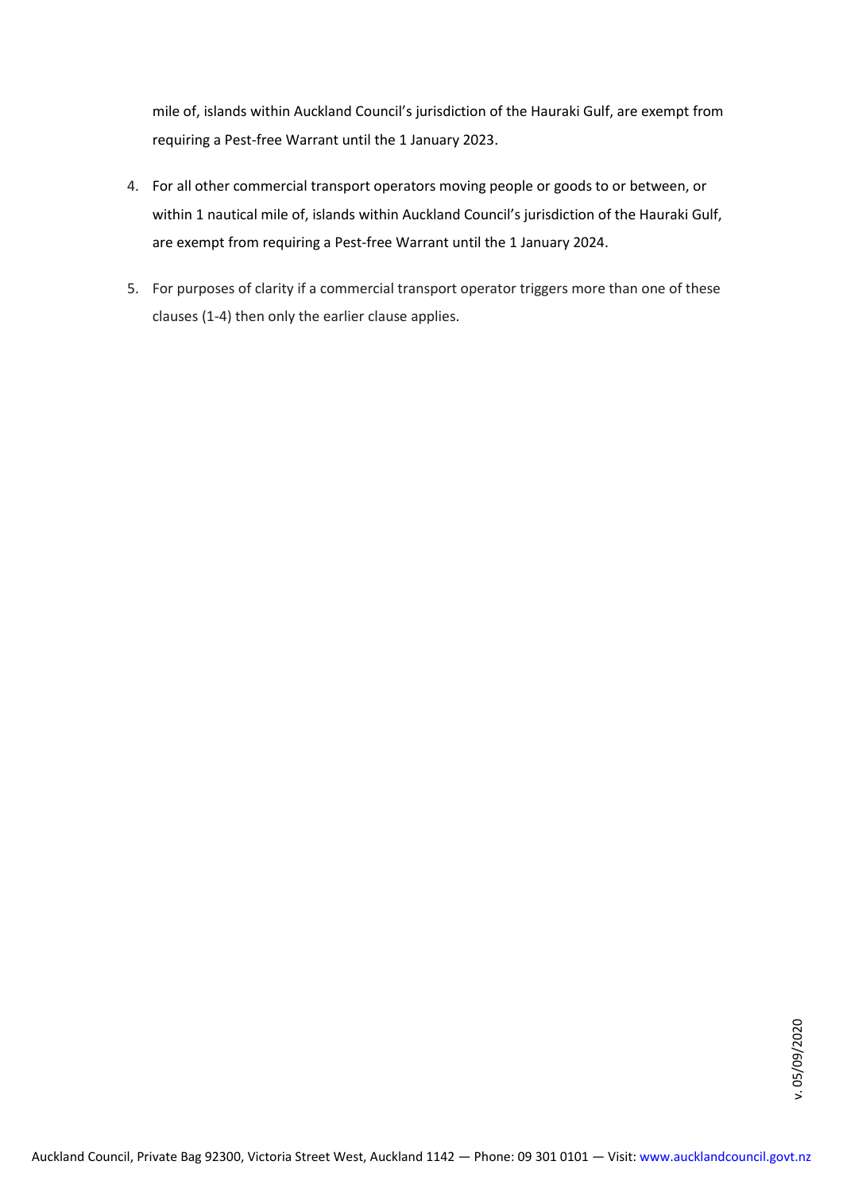mile of, islands within Auckland Council's jurisdiction of the Hauraki Gulf, are exempt from requiring a Pest-free Warrant until the 1 January 2023.

4. For all other commercial transport operators moving people or goods to or between, or within 1 nautical mile of, islands within Auckland Council's jurisdiction of the Hauraki Gulf, are exempt from requiring a Pest-free Warrant until the 1 January 2024.

5. For purposes of clarity if a commercial transport operator triggers more than one of these clauses (1-4) then only the earlier clause applies.

v. 05/09/2020